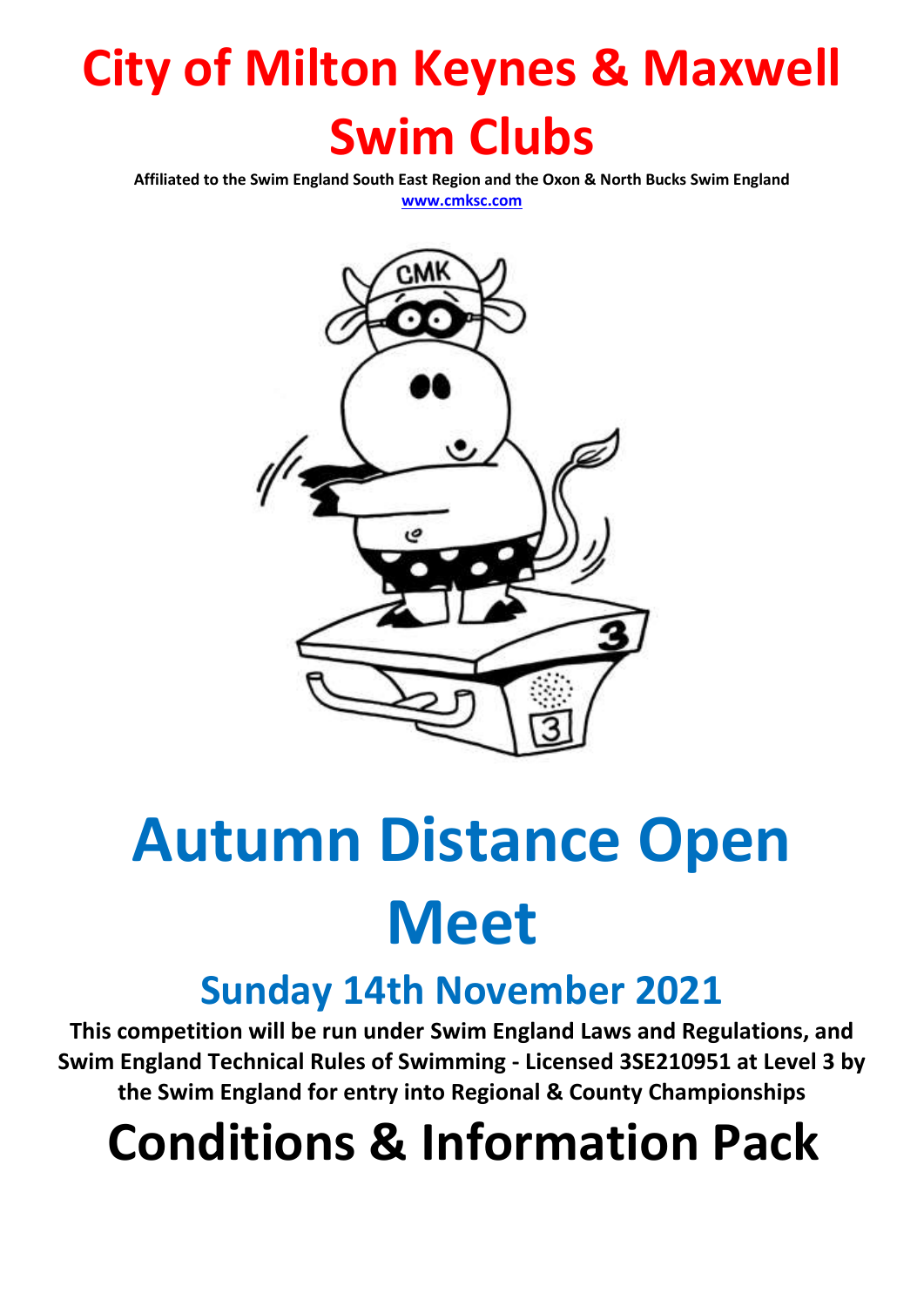# City of Milton Keynes & Maxwell Swim Clubs

**Affiliated to the Swim England South East Region and the Oxon & North Bucks Swim England**

**www.cmksc.com**

# Autumn Distance Open Meet

## Sunday 14th November 2021

**This competition will be run under Swim England Laws and Regulations, and Swim England Technical Rules of Swimming - Licensed 3SE210951 at Level 3 by the Swim England for entry into Regional & County Championships**

# Conditions & Information Pack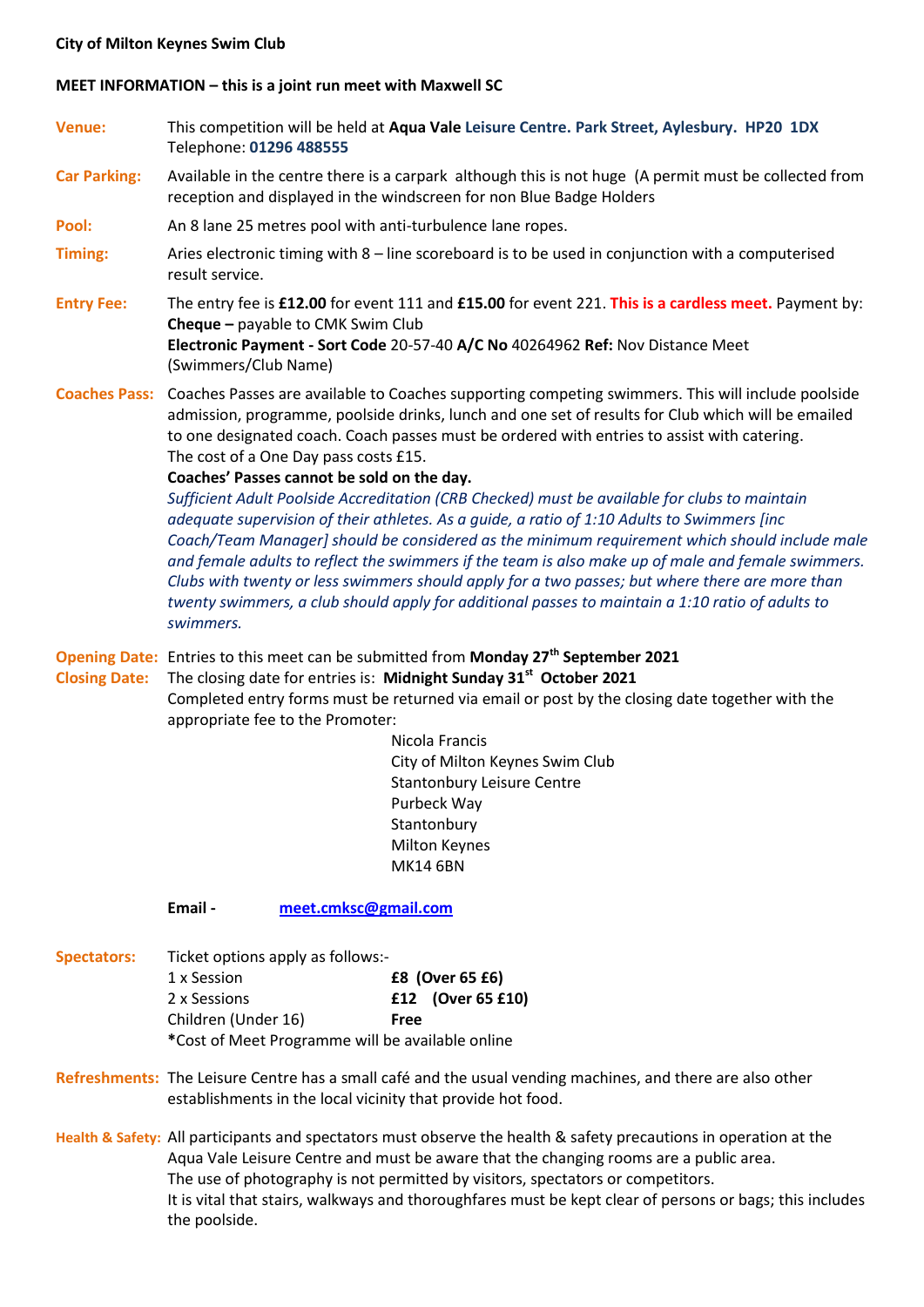**City of Milton Keynes Swim Club**

**MEET INFORMATION – this is a joint run meet with Maxwell SC**

**Venue:** This competition will be held at **Aqua Vale Leisure Centre. Park Street, Aylesbury. HP20 1DX**
Telephone: **01296 488555**

**Car Parking:** Available in the centre there is a carpark although this is not huge (A permit must be collected from reception and displayed in the windscreen for non Blue Badge Holders

**Pool:** An 8 lane 25 metres pool with anti-turbulence lane ropes.

**Timing:** Aries electronic timing with 8 – line scoreboard is to be used in conjunction with a computerised result service.

**Entry Fee:** The entry fee is **£12.00** for event 111 and **£15.00** for event 221. **This is a cardless meet.** Payment by:
**Cheque –** payable to CMK Swim Club
**Electronic Payment - Sort Code** 20-57-40 **A/C No** 40264962 **Ref:** Nov Distance Meet (Swimmers/Club Name)

**Coaches Pass:** Coaches Passes are available to Coaches supporting competing swimmers. This will include poolside admission, programme, poolside drinks, lunch and one set of results for Club which will be emailed to one designated coach. Coach passes must be ordered with entries to assist with catering.
The cost of a One Day pass costs £15.
**Coaches' Passes cannot be sold on the day.**
*Sufficient Adult Poolside Accreditation (CRB Checked) must be available for clubs to maintain adequate supervision of their athletes. As a guide, a ratio of 1:10 Adults to Swimmers [inc Coach/Team Manager] should be considered as the minimum requirement which should include male and female adults to reflect the swimmers if the team is also make up of male and female swimmers. Clubs with twenty or less swimmers should apply for a two passes; but where there are more than twenty swimmers, a club should apply for additional passes to maintain a 1:10 ratio of adults to swimmers.*

**Opening Date:** Entries to this meet can be submitted from **Monday 27th September 2021**

**Closing Date:** The closing date for entries is: **Midnight Sunday 31st October 2021**
Completed entry forms must be returned via email or post by the closing date together with the appropriate fee to the Promoter:

Nicola Francis
City of Milton Keynes Swim Club
Stantonbury Leisure Centre
Purbeck Way
Stantonbury
Milton Keynes
MK14 6BN

**Email -** meet.cmksc@gmail.com

**Spectators:** Ticket options apply as follows:-

| | |
|---|---|
| 1 x Session | **£8 (Over 65 £6)** |
| 2 x Sessions | **£12 (Over 65 £10)** |
| Children (Under 16) | **Free** |

*Cost of Meet Programme will be available online

**Refreshments:** The Leisure Centre has a small café and the usual vending machines, and there are also other establishments in the local vicinity that provide hot food.

**Health & Safety:** All participants and spectators must observe the health & safety precautions in operation at the Aqua Vale Leisure Centre and must be aware that the changing rooms are a public area.
The use of photography is not permitted by visitors, spectators or competitors.
It is vital that stairs, walkways and thoroughfares must be kept clear of persons or bags; this includes the poolside.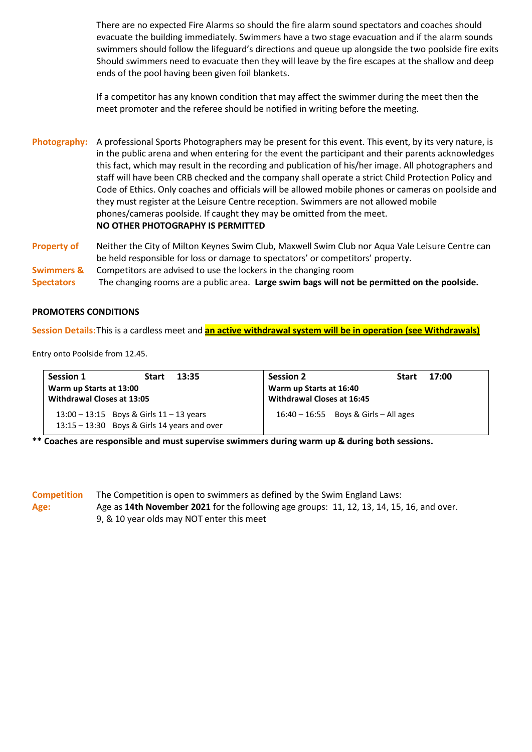There are no expected Fire Alarms so should the fire alarm sound spectators and coaches should evacuate the building immediately. Swimmers have a two stage evacuation and if the alarm sounds swimmers should follow the lifeguard's directions and queue up alongside the two poolside fire exits Should swimmers need to evacuate then they will leave by the fire escapes at the shallow and deep ends of the pool having been given foil blankets.

If a competitor has any known condition that may affect the swimmer during the meet then the meet promoter and the referee should be notified in writing before the meeting.

**Photography:** A professional Sports Photographers may be present for this event. This event, by its very nature, is in the public arena and when entering for the event the participant and their parents acknowledges this fact, which may result in the recording and publication of his/her image. All photographers and staff will have been CRB checked and the company shall operate a strict Child Protection Policy and Code of Ethics. Only coaches and officials will be allowed mobile phones or cameras on poolside and they must register at the Leisure Centre reception. Swimmers are not allowed mobile phones/cameras poolside. If caught they may be omitted from the meet.
**NO OTHER PHOTOGRAPHY IS PERMITTED**

**Property of Swimmers & Spectators** Neither the City of Milton Keynes Swim Club, Maxwell Swim Club nor Aqua Vale Leisure Centre can be held responsible for loss or damage to spectators' or competitors' property.
Competitors are advised to use the lockers in the changing room
The changing rooms are a public area. **Large swim bags will not be permitted on the poolside.**

## PROMOTERS CONDITIONS

**Session Details:** This is a cardless meet and **an active withdrawal system will be in operation (see Withdrawals)**

Entry onto Poolside from 12.45.

| Session 1 — Start 13:35 | Session 2 — Start 17:00 |
|---|---|
| **Warm up Starts at 13:00**<br>**Withdrawal Closes at 13:05** | **Warm up Starts at 16:40**<br>**Withdrawal Closes at 16:45** |
| 13:00 – 13:15 Boys & Girls 11 – 13 years<br>13:15 – 13:30 Boys & Girls 14 years and over | 16:40 – 16:55 Boys & Girls – All ages |

**\*\* Coaches are responsible and must supervise swimmers during warm up & during both sessions.**

**Competition Age:** The Competition is open to swimmers as defined by the Swim England Laws:
Age as **14th November 2021** for the following age groups: 11, 12, 13, 14, 15, 16, and over.
9, & 10 year olds may NOT enter this meet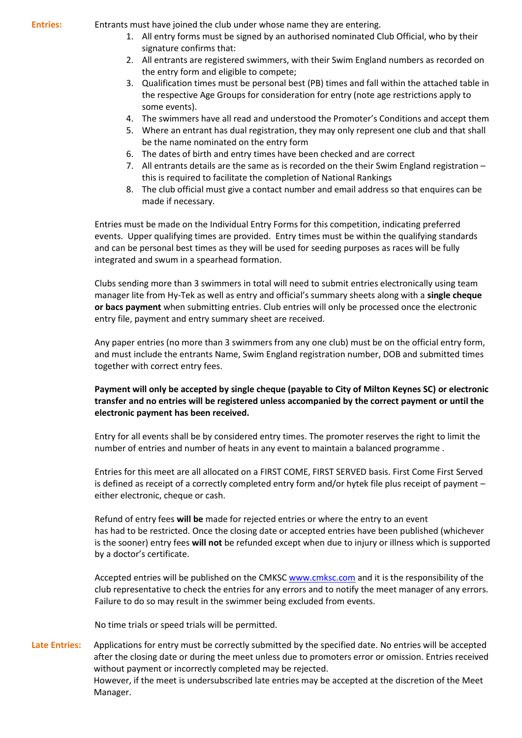**Entries:** Entrants must have joined the club under whose name they are entering.

1. All entry forms must be signed by an authorised nominated Club Official, who by their signature confirms that:
2. All entrants are registered swimmers, with their Swim England numbers as recorded on the entry form and eligible to compete;
3. Qualification times must be personal best (PB) times and fall within the attached table in the respective Age Groups for consideration for entry (note age restrictions apply to some events).
4. The swimmers have all read and understood the Promoter's Conditions and accept them
5. Where an entrant has dual registration, they may only represent one club and that shall be the name nominated on the entry form
6. The dates of birth and entry times have been checked and are correct
7. All entrants details are the same as is recorded on the their Swim England registration – this is required to facilitate the completion of National Rankings
8. The club official must give a contact number and email address so that enquires can be made if necessary.

Entries must be made on the Individual Entry Forms for this competition, indicating preferred events. Upper qualifying times are provided. Entry times must be within the qualifying standards and can be personal best times as they will be used for seeding purposes as races will be fully integrated and swum in a spearhead formation.

Clubs sending more than 3 swimmers in total will need to submit entries electronically using team manager lite from Hy-Tek as well as entry and official's summary sheets along with a **single cheque or bacs payment** when submitting entries. Club entries will only be processed once the electronic entry file, payment and entry summary sheet are received.

Any paper entries (no more than 3 swimmers from any one club) must be on the official entry form, and must include the entrants Name, Swim England registration number, DOB and submitted times together with correct entry fees.

**Payment will only be accepted by single cheque (payable to City of Milton Keynes SC) or electronic transfer and no entries will be registered unless accompanied by the correct payment or until the electronic payment has been received.**

Entry for all events shall be by considered entry times. The promoter reserves the right to limit the number of entries and number of heats in any event to maintain a balanced programme .

Entries for this meet are all allocated on a FIRST COME, FIRST SERVED basis. First Come First Served is defined as receipt of a correctly completed entry form and/or hytek file plus receipt of payment – either electronic, cheque or cash.

Refund of entry fees **will be** made for rejected entries or where the entry to an event has had to be restricted. Once the closing date or accepted entries have been published (whichever is the sooner) entry fees **will not** be refunded except when due to injury or illness which is supported by a doctor's certificate.

Accepted entries will be published on the CMKSC www.cmksc.com and it is the responsibility of the club representative to check the entries for any errors and to notify the meet manager of any errors. Failure to do so may result in the swimmer being excluded from events.

No time trials or speed trials will be permitted.

**Late Entries:** Applications for entry must be correctly submitted by the specified date. No entries will be accepted after the closing date or during the meet unless due to promoters error or omission. Entries received without payment or incorrectly completed may be rejected.
However, if the meet is undersubscribed late entries may be accepted at the discretion of the Meet Manager.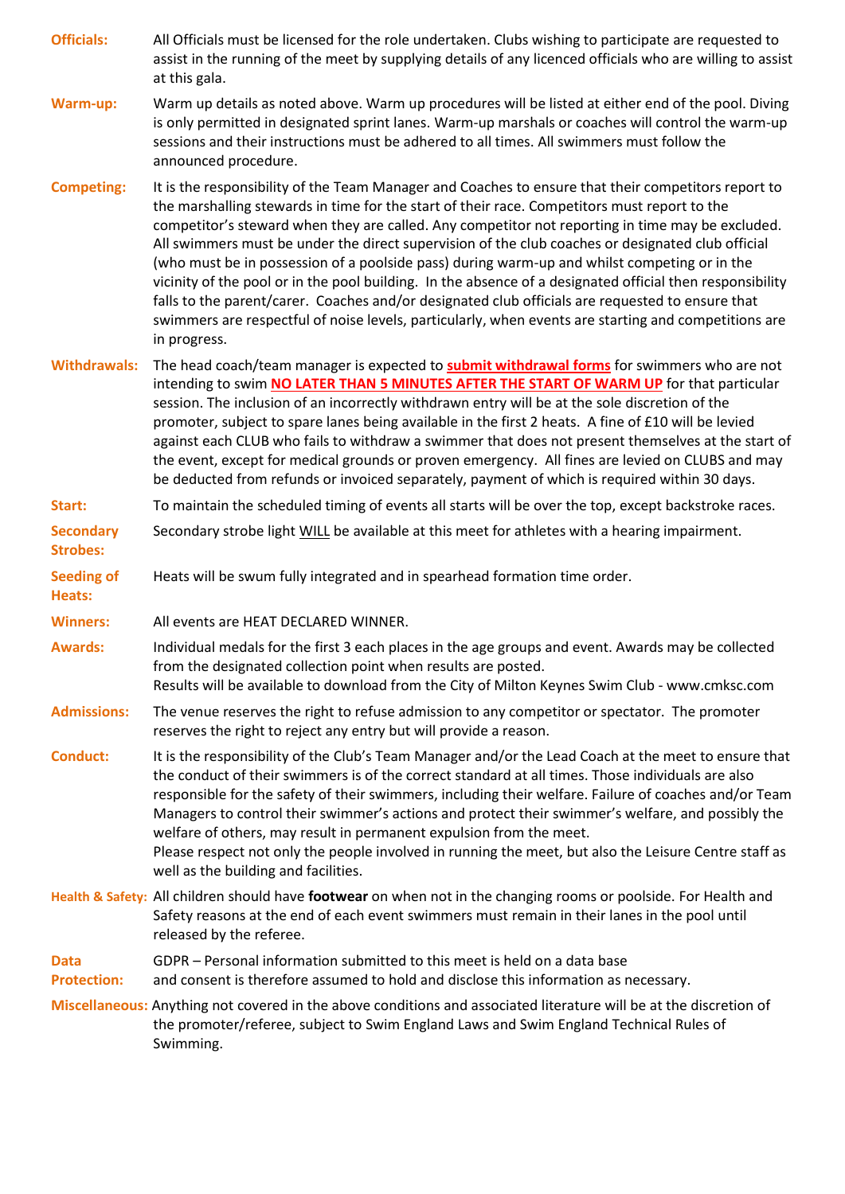**Officials:** All Officials must be licensed for the role undertaken. Clubs wishing to participate are requested to assist in the running of the meet by supplying details of any licenced officials who are willing to assist at this gala.

**Warm-up:** Warm up details as noted above. Warm up procedures will be listed at either end of the pool. Diving is only permitted in designated sprint lanes. Warm-up marshals or coaches will control the warm-up sessions and their instructions must be adhered to all times. All swimmers must follow the announced procedure.

**Competing:** It is the responsibility of the Team Manager and Coaches to ensure that their competitors report to the marshalling stewards in time for the start of their race. Competitors must report to the competitor's steward when they are called. Any competitor not reporting in time may be excluded. All swimmers must be under the direct supervision of the club coaches or designated club official (who must be in possession of a poolside pass) during warm-up and whilst competing or in the vicinity of the pool or in the pool building. In the absence of a designated official then responsibility falls to the parent/carer. Coaches and/or designated club officials are requested to ensure that swimmers are respectful of noise levels, particularly, when events are starting and competitions are in progress.

**Withdrawals:** The head coach/team manager is expected to **submit withdrawal forms** for swimmers who are not intending to swim **NO LATER THAN 5 MINUTES AFTER THE START OF WARM UP** for that particular session. The inclusion of an incorrectly withdrawn entry will be at the sole discretion of the promoter, subject to spare lanes being available in the first 2 heats. A fine of £10 will be levied against each CLUB who fails to withdraw a swimmer that does not present themselves at the start of the event, except for medical grounds or proven emergency. All fines are levied on CLUBS and may be deducted from refunds or invoiced separately, payment of which is required within 30 days.

**Start:** To maintain the scheduled timing of events all starts will be over the top, except backstroke races.

**Secondary Strobes:** Secondary strobe light WILL be available at this meet for athletes with a hearing impairment.

**Seeding of Heats:** Heats will be swum fully integrated and in spearhead formation time order.

**Winners:** All events are HEAT DECLARED WINNER.

**Awards:** Individual medals for the first 3 each places in the age groups and event. Awards may be collected from the designated collection point when results are posted.
Results will be available to download from the City of Milton Keynes Swim Club - www.cmksc.com

**Admissions:** The venue reserves the right to refuse admission to any competitor or spectator. The promoter reserves the right to reject any entry but will provide a reason.

**Conduct:** It is the responsibility of the Club's Team Manager and/or the Lead Coach at the meet to ensure that the conduct of their swimmers is of the correct standard at all times. Those individuals are also responsible for the safety of their swimmers, including their welfare. Failure of coaches and/or Team Managers to control their swimmer's actions and protect their swimmer's welfare, and possibly the welfare of others, may result in permanent expulsion from the meet.
Please respect not only the people involved in running the meet, but also the Leisure Centre staff as well as the building and facilities.

**Health & Safety:** All children should have **footwear** on when not in the changing rooms or poolside. For Health and Safety reasons at the end of each event swimmers must remain in their lanes in the pool until released by the referee.

**Data Protection:** GDPR – Personal information submitted to this meet is held on a data base and consent is therefore assumed to hold and disclose this information as necessary.

**Miscellaneous:** Anything not covered in the above conditions and associated literature will be at the discretion of the promoter/referee, subject to Swim England Laws and Swim England Technical Rules of Swimming.